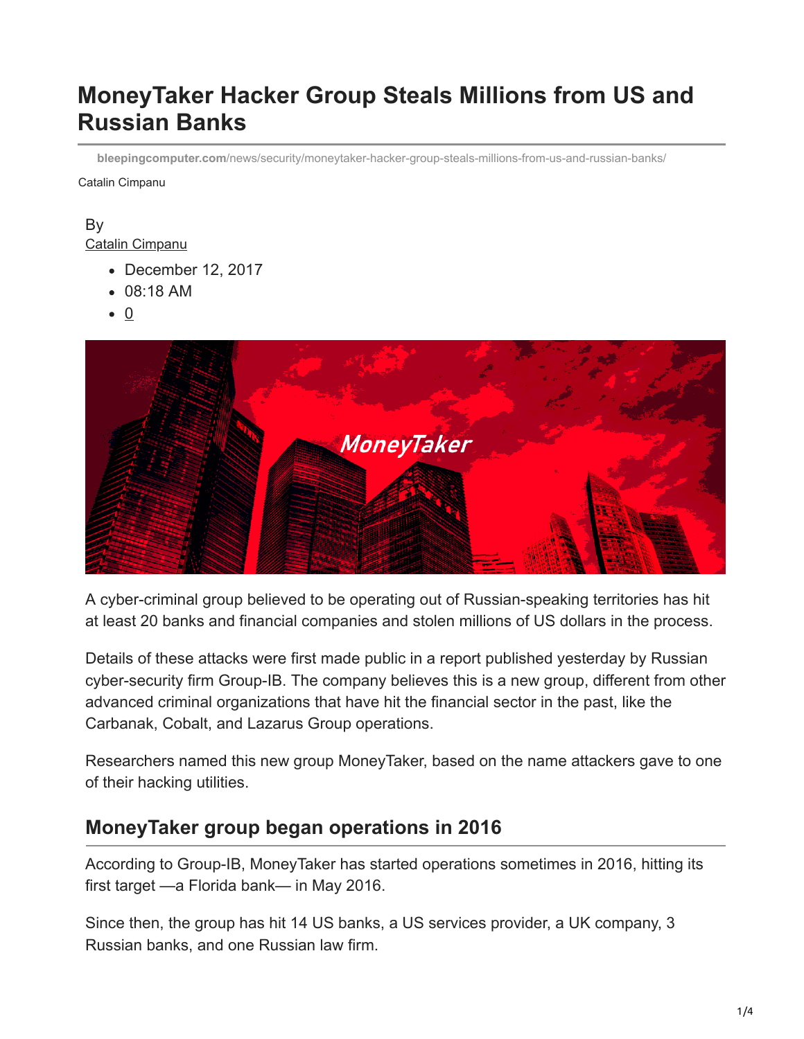# MoneyTaker Hacker Group Steals Millions from US and Russian Banks

bleepingcomputer.com/news/security/moneytaker-hacker-group-steals-millions-from-us-and-russian-banks/

Catalin Cimpanu

By
Catalin Cimpanu

- December 12, 2017
- 08:18 AM
- 0

A cyber-criminal group believed to be operating out of Russian-speaking territories has hit at least 20 banks and financial companies and stolen millions of US dollars in the process.

Details of these attacks were first made public in a report published yesterday by Russian cyber-security firm Group-IB. The company believes this is a new group, different from other advanced criminal organizations that have hit the financial sector in the past, like the Carbanak, Cobalt, and Lazarus Group operations.

Researchers named this new group MoneyTaker, based on the name attackers gave to one of their hacking utilities.

## MoneyTaker group began operations in 2016

According to Group-IB, MoneyTaker has started operations sometimes in 2016, hitting its first target —a Florida bank— in May 2016.

Since then, the group has hit 14 US banks, a US services provider, a UK company, 3 Russian banks, and one Russian law firm.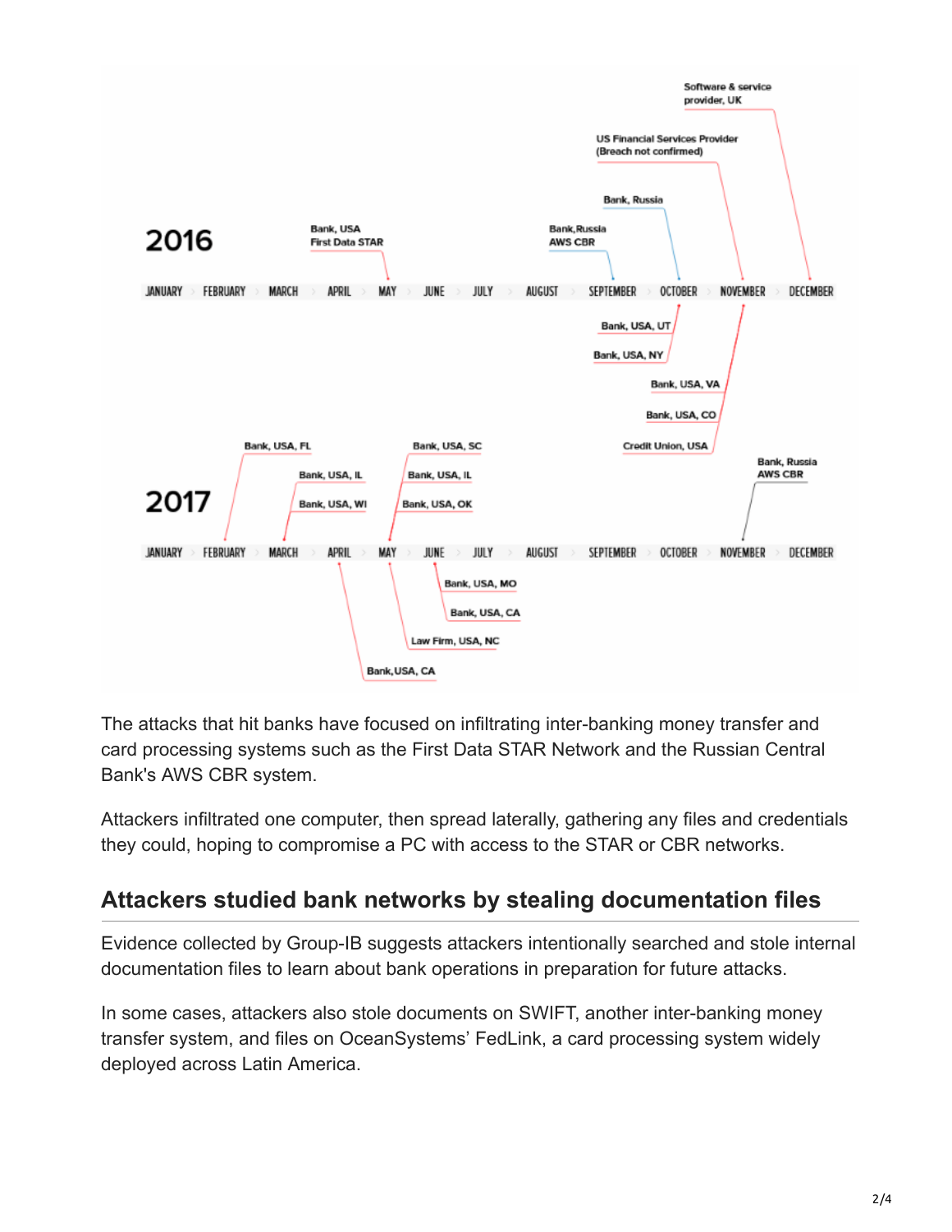**2016**

JANUARY · FEBRUARY · MARCH · APRIL · MAY · JUNE · JULY · AUGUST · SEPTEMBER · OCTOBER · NOVEMBER · DECEMBER

- MAY: Bank, USA First Data STAR
- SEPTEMBER: Bank,Russia AWS CBR
- OCTOBER: Bank, Russia; Bank, USA, UT; Bank, USA, NY
- NOVEMBER: US Financial Services Provider (Breach not confirmed); Bank, USA, VA; Bank, USA, CO; Credit Union, USA
- DECEMBER: Software & service provider, UK

**2017**

JANUARY · FEBRUARY · MARCH · APRIL · MAY · JUNE · JULY · AUGUST · SEPTEMBER · OCTOBER · NOVEMBER · DECEMBER

- FEBRUARY: Bank, USA, FL
- MARCH: Bank, USA, IL; Bank, USA, WI
- APRIL: Bank,USA, CA
- MAY: Bank, USA, SC; Bank, USA, IL; Bank, USA, OK; Law Firm, USA, NC
- JUNE: Bank, USA, MO; Bank, USA, CA
- NOVEMBER: Bank, Russia AWS CBR

The attacks that hit banks have focused on infiltrating inter-banking money transfer and card processing systems such as the First Data STAR Network and the Russian Central Bank's AWS CBR system.

Attackers infiltrated one computer, then spread laterally, gathering any files and credentials they could, hoping to compromise a PC with access to the STAR or CBR networks.

## Attackers studied bank networks by stealing documentation files

Evidence collected by Group-IB suggests attackers intentionally searched and stole internal documentation files to learn about bank operations in preparation for future attacks.

In some cases, attackers also stole documents on SWIFT, another inter-banking money transfer system, and files on OceanSystems' FedLink, a card processing system widely deployed across Latin America.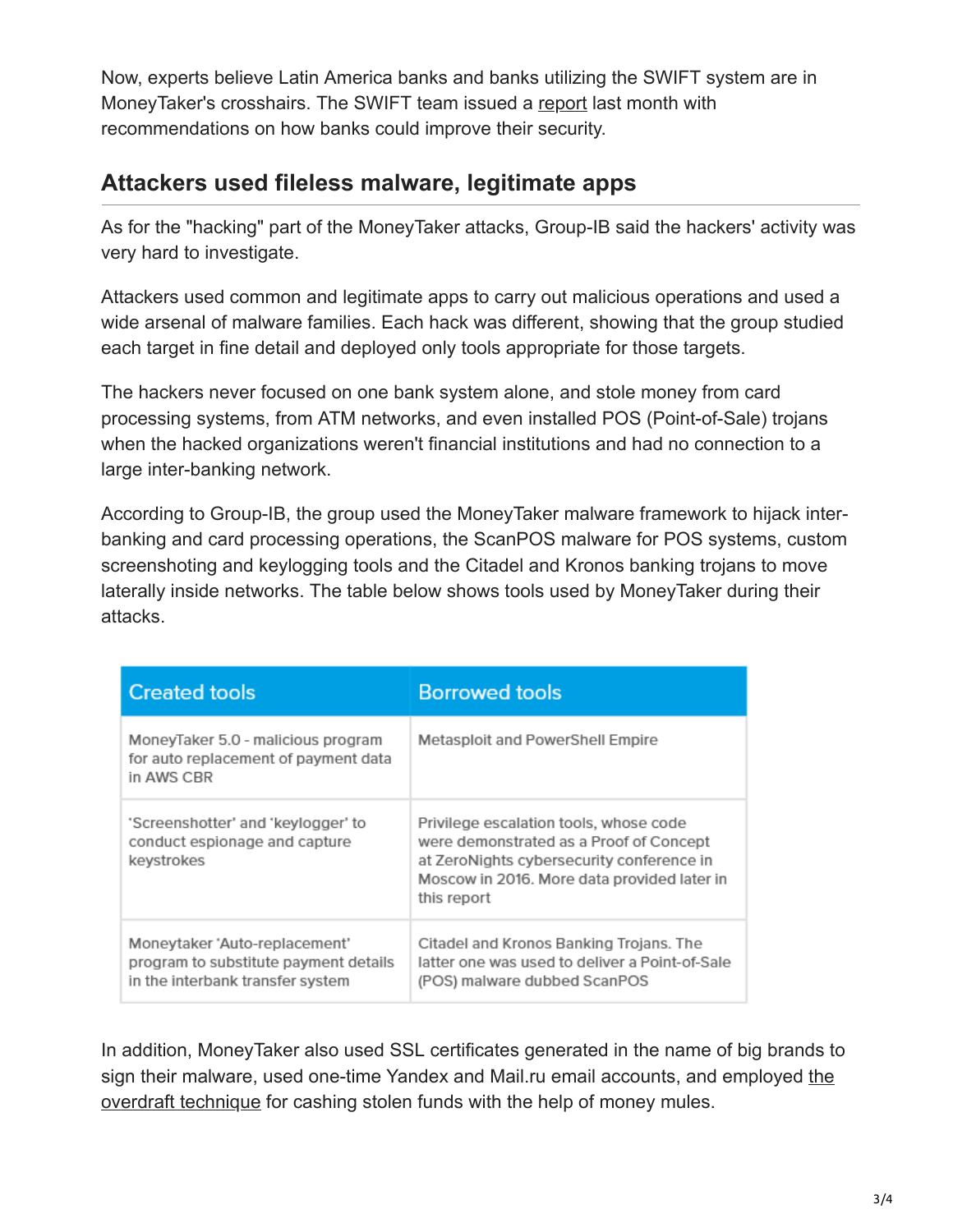Now, experts believe Latin America banks and banks utilizing the SWIFT system are in MoneyTaker's crosshairs. The SWIFT team issued a report last month with recommendations on how banks could improve their security.

## Attackers used fileless malware, legitimate apps

As for the "hacking" part of the MoneyTaker attacks, Group-IB said the hackers' activity was very hard to investigate.

Attackers used common and legitimate apps to carry out malicious operations and used a wide arsenal of malware families. Each hack was different, showing that the group studied each target in fine detail and deployed only tools appropriate for those targets.

The hackers never focused on one bank system alone, and stole money from card processing systems, from ATM networks, and even installed POS (Point-of-Sale) trojans when the hacked organizations weren't financial institutions and had no connection to a large inter-banking network.

According to Group-IB, the group used the MoneyTaker malware framework to hijack inter-banking and card processing operations, the ScanPOS malware for POS systems, custom screenshoting and keylogging tools and the Citadel and Kronos banking trojans to move laterally inside networks. The table below shows tools used by MoneyTaker during their attacks.

| Created tools | Borrowed tools |
|---|---|
| MoneyTaker 5.0 - malicious program for auto replacement of payment data in AWS CBR | Metasploit and PowerShell Empire |
| 'Screenshotter' and 'keylogger' to conduct espionage and capture keystrokes | Privilege escalation tools, whose code were demonstrated as a Proof of Concept at ZeroNights cybersecurity conference in Moscow in 2016. More data provided later in this report |
| Moneytaker 'Auto-replacement' program to substitute payment details in the interbank transfer system | Citadel and Kronos Banking Trojans. The latter one was used to deliver a Point-of-Sale (POS) malware dubbed ScanPOS |

In addition, MoneyTaker also used SSL certificates generated in the name of big brands to sign their malware, used one-time Yandex and Mail.ru email accounts, and employed the overdraft technique for cashing stolen funds with the help of money mules.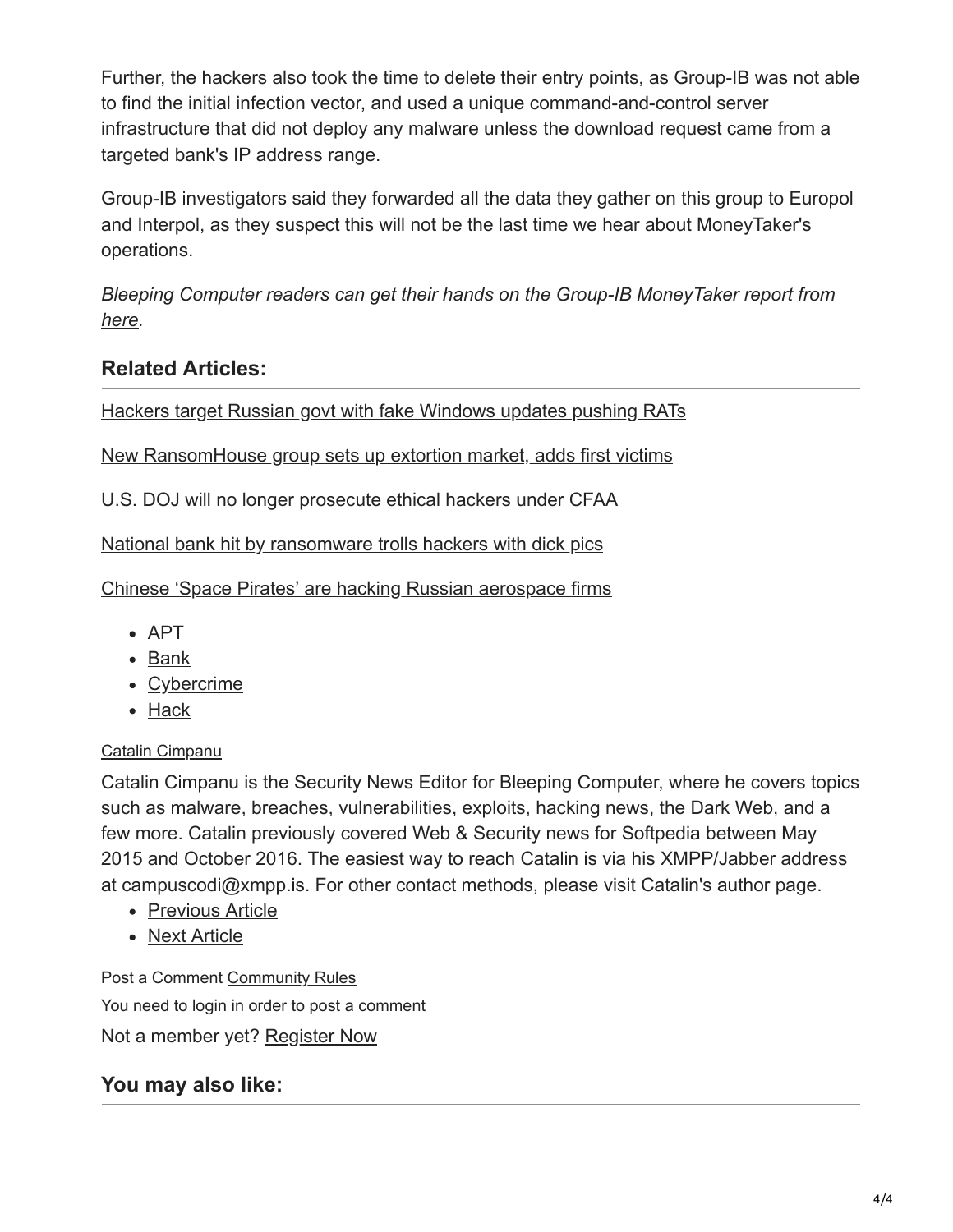Further, the hackers also took the time to delete their entry points, as Group-IB was not able to find the initial infection vector, and used a unique command-and-control server infrastructure that did not deploy any malware unless the download request came from a targeted bank's IP address range.

Group-IB investigators said they forwarded all the data they gather on this group to Europol and Interpol, as they suspect this will not be the last time we hear about MoneyTaker's operations.

*Bleeping Computer readers can get their hands on the Group-IB MoneyTaker report from here.*

## Related Articles:

Hackers target Russian govt with fake Windows updates pushing RATs

New RansomHouse group sets up extortion market, adds first victims

U.S. DOJ will no longer prosecute ethical hackers under CFAA

National bank hit by ransomware trolls hackers with dick pics

Chinese 'Space Pirates' are hacking Russian aerospace firms

- APT
- Bank
- Cybercrime
- Hack

Catalin Cimpanu

Catalin Cimpanu is the Security News Editor for Bleeping Computer, where he covers topics such as malware, breaches, vulnerabilities, exploits, hacking news, the Dark Web, and a few more. Catalin previously covered Web & Security news for Softpedia between May 2015 and October 2016. The easiest way to reach Catalin is via his XMPP/Jabber address at campuscodi@xmpp.is. For other contact methods, please visit Catalin's author page.

- Previous Article
- Next Article

Post a Comment Community Rules

You need to login in order to post a comment

Not a member yet? Register Now

## You may also like: